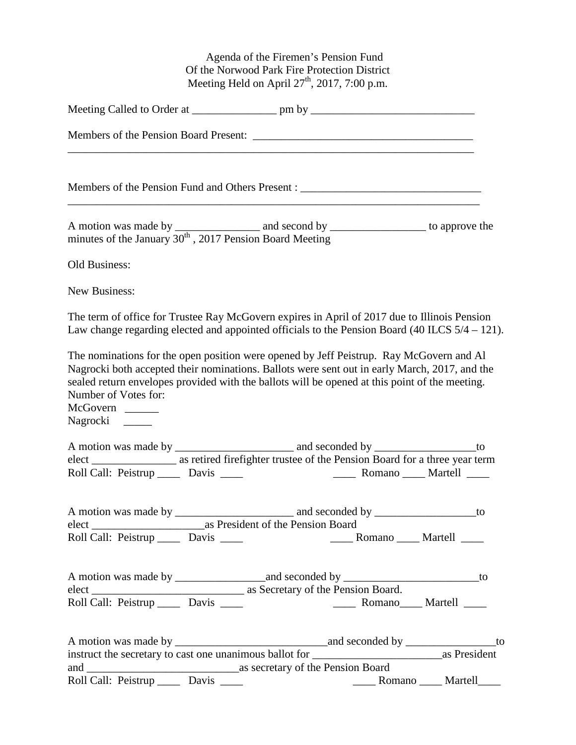Agenda of the Firemen's Pension Fund
Of the Norwood Park Fire Protection District
Meeting Held on April 27th, 2017, 7:00 p.m.

Meeting Called to Order at _______________ pm by _____________________________

Members of the Pension Board Present: _______________________________________
_____________________________________________________________________________

Members of the Pension Fund and Others Present : ________________________________
_____________________________________________________________________________

A motion was made by _______________ and second by _________________ to approve the minutes of the January 30th , 2017 Pension Board Meeting

Old Business:

New Business:

The term of office for Trustee Ray McGovern expires in April of 2017 due to Illinois Pension Law change regarding elected and appointed officials to the Pension Board (40 ILCS 5/4 – 121).

The nominations for the open position were opened by Jeff Peistrup. Ray McGovern and Al Nagrocki both accepted their nominations. Ballots were sent out in early March, 2017, and the sealed return envelopes provided with the ballots will be opened at this point of the meeting.
Number of Votes for:
McGovern ______
Nagrocki _____

A motion was made by _____________________ and seconded by __________________to elect _______________ as retired firefighter trustee of the Pension Board for a three year term
Roll Call: Peistrup ____ Davis ____ ____ Romano ____ Martell ____

A motion was made by _____________________ and seconded by __________________to elect ____________________as President of the Pension Board
Roll Call: Peistrup ____ Davis ____ ____ Romano ____ Martell ____

A motion was made by ________________and seconded by ________________________to elect ___________________________ as Secretary of the Pension Board.
Roll Call: Peistrup ____ Davis ____ ____ Romano____ Martell ____

A motion was made by ___________________________and seconded by ________________to instruct the secretary to cast one unanimous ballot for _______________________as President and ___________________________as secretary of the Pension Board
Roll Call: Peistrup ____ Davis ____ ____ Romano ____ Martell____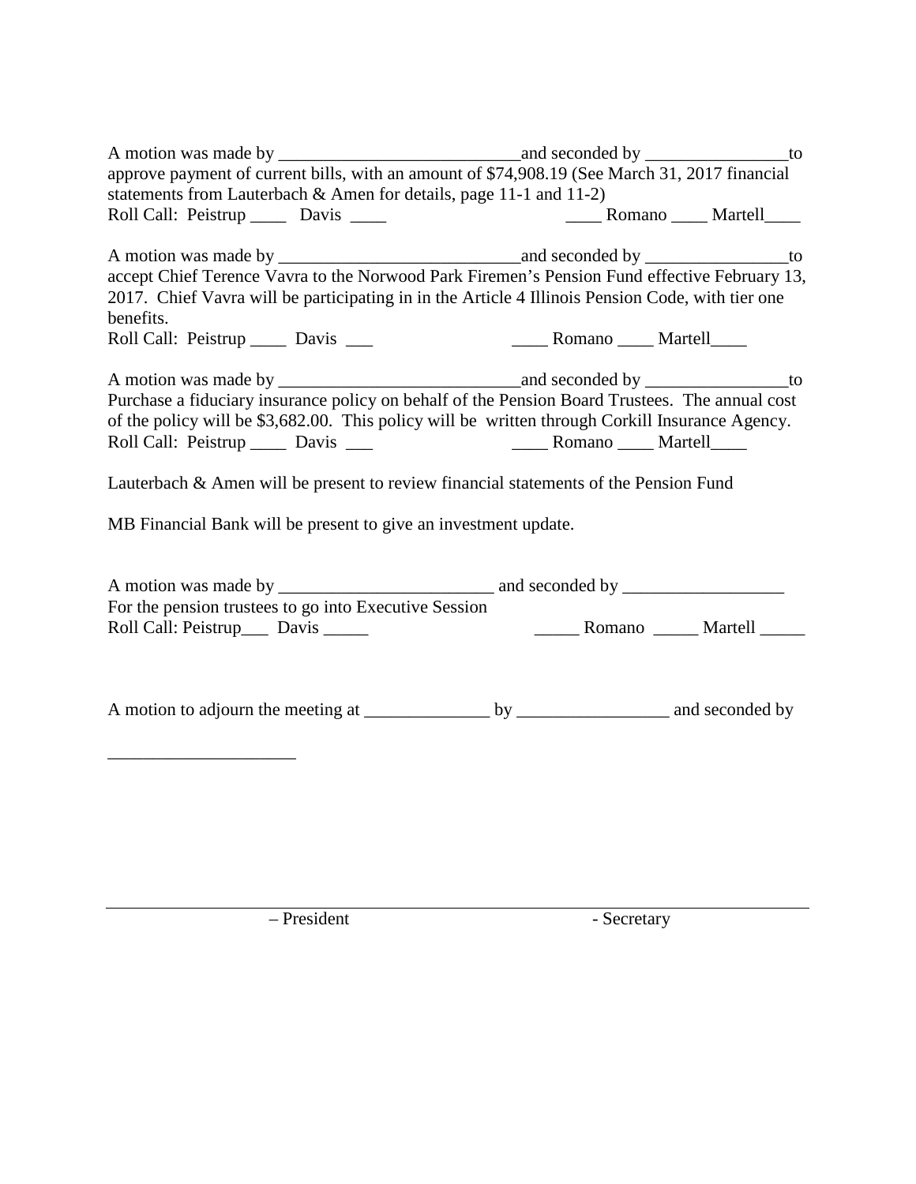A motion was made by ___________________________and seconded by ________________to approve payment of current bills, with an amount of $74,908.19 (See March 31, 2017 financial statements from Lauterbach & Amen for details, page 11-1 and 11-2)
Roll Call: Peistrup ____ Davis ____ ____ Romano ____ Martell____

A motion was made by ___________________________and seconded by ________________to accept Chief Terence Vavra to the Norwood Park Firemen's Pension Fund effective February 13, 2017. Chief Vavra will be participating in in the Article 4 Illinois Pension Code, with tier one benefits.
Roll Call: Peistrup ____ Davis ___ ____ Romano ____ Martell____

A motion was made by ___________________________and seconded by ________________to Purchase a fiduciary insurance policy on behalf of the Pension Board Trustees. The annual cost of the policy will be $3,682.00. This policy will be written through Corkill Insurance Agency.
Roll Call: Peistrup ____ Davis ___ ____ Romano ____ Martell____

Lauterbach & Amen will be present to review financial statements of the Pension Fund

MB Financial Bank will be present to give an investment update.

A motion was made by ________________________ and seconded by __________________
For the pension trustees to go into Executive Session
Roll Call: Peistrup___ Davis _____ _____ Romano _____ Martell _____

A motion to adjourn the meeting at ______________ by _________________ and seconded by

_____________________

– President - Secretary